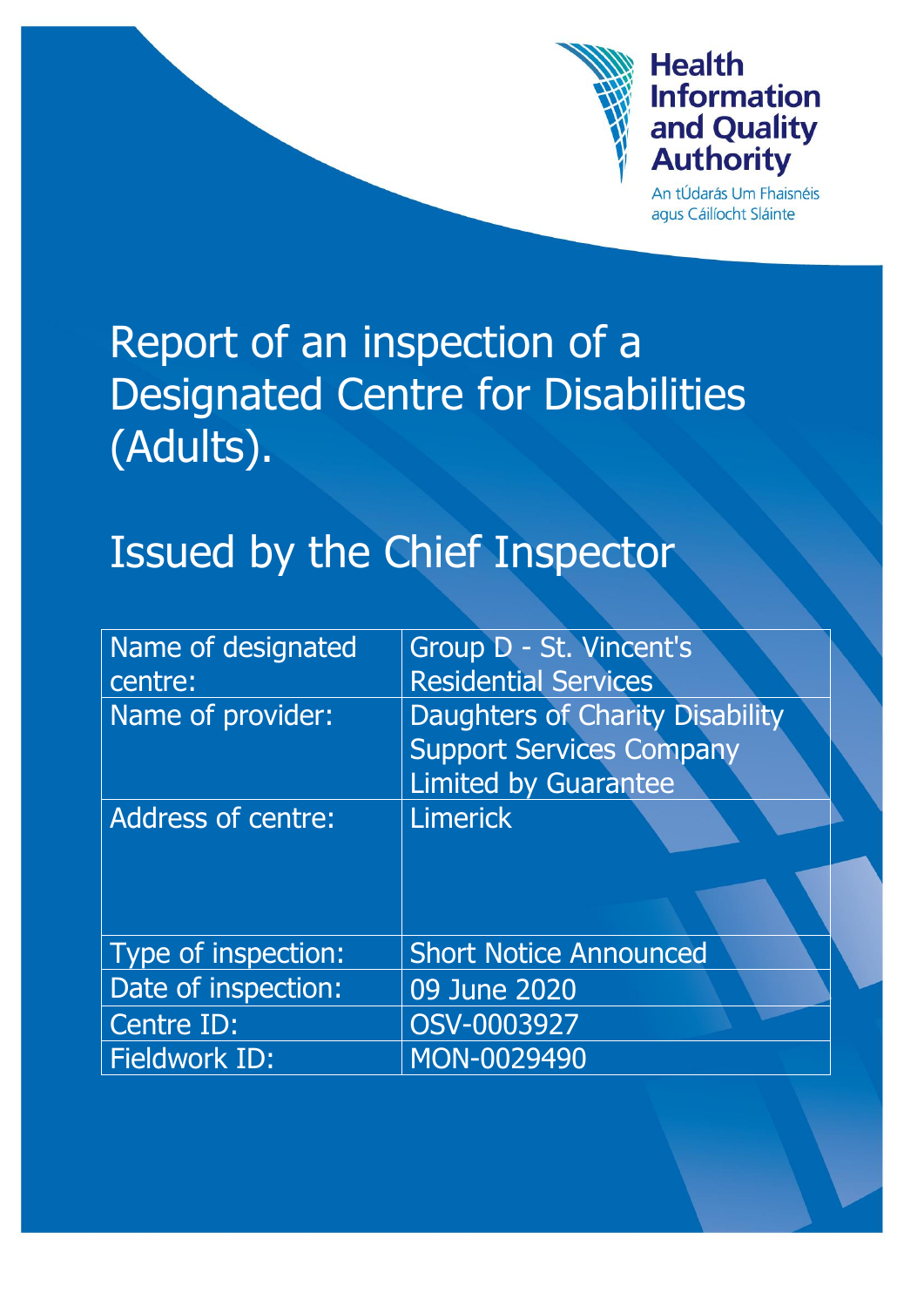Health Information and Quality Authority

An tÚdarás Um Fhaisnéis agus Cáilíocht Sláinte

# Report of an inspection of a Designated Centre for Disabilities (Adults).

## Issued by the Chief Inspector

| | |
|---|---|
| Name of designated centre: | Group D - St. Vincent's Residential Services |
| Name of provider: | Daughters of Charity Disability Support Services Company Limited by Guarantee |
| Address of centre: | Limerick |
| Type of inspection: | Short Notice Announced |
| Date of inspection: | 09 June 2020 |
| Centre ID: | OSV-0003927 |
| Fieldwork ID: | MON-0029490 |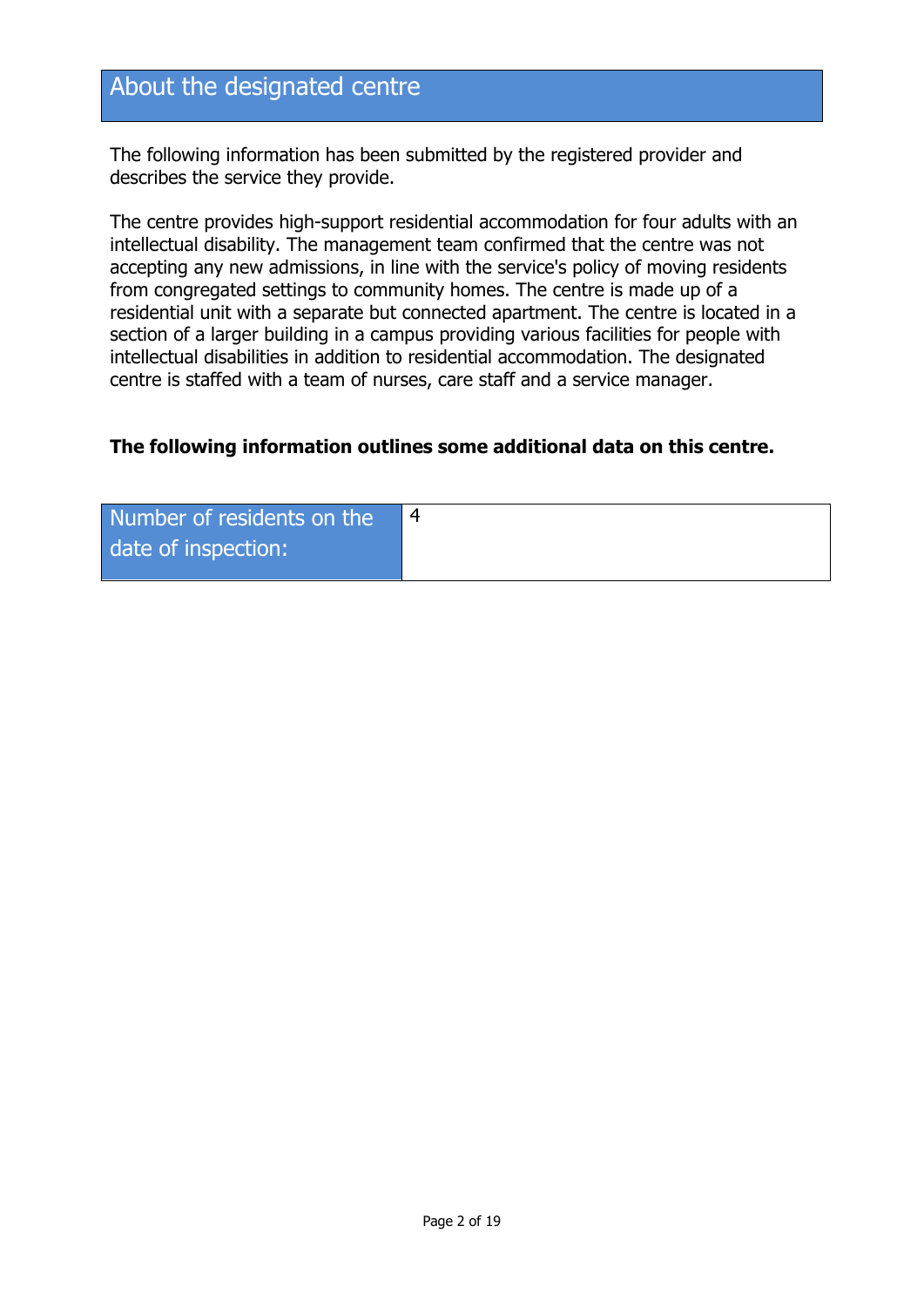# About the designated centre

The following information has been submitted by the registered provider and describes the service they provide.

The centre provides high-support residential accommodation for four adults with an intellectual disability. The management team confirmed that the centre was not accepting any new admissions, in line with the service's policy of moving residents from congregated settings to community homes. The centre is made up of a residential unit with a separate but connected apartment. The centre is located in a section of a larger building in a campus providing various facilities for people with intellectual disabilities in addition to residential accommodation. The designated centre is staffed with a team of nurses, care staff and a service manager.

**The following information outlines some additional data on this centre.**

| | |
|---|---|
| Number of residents on the date of inspection: | 4 |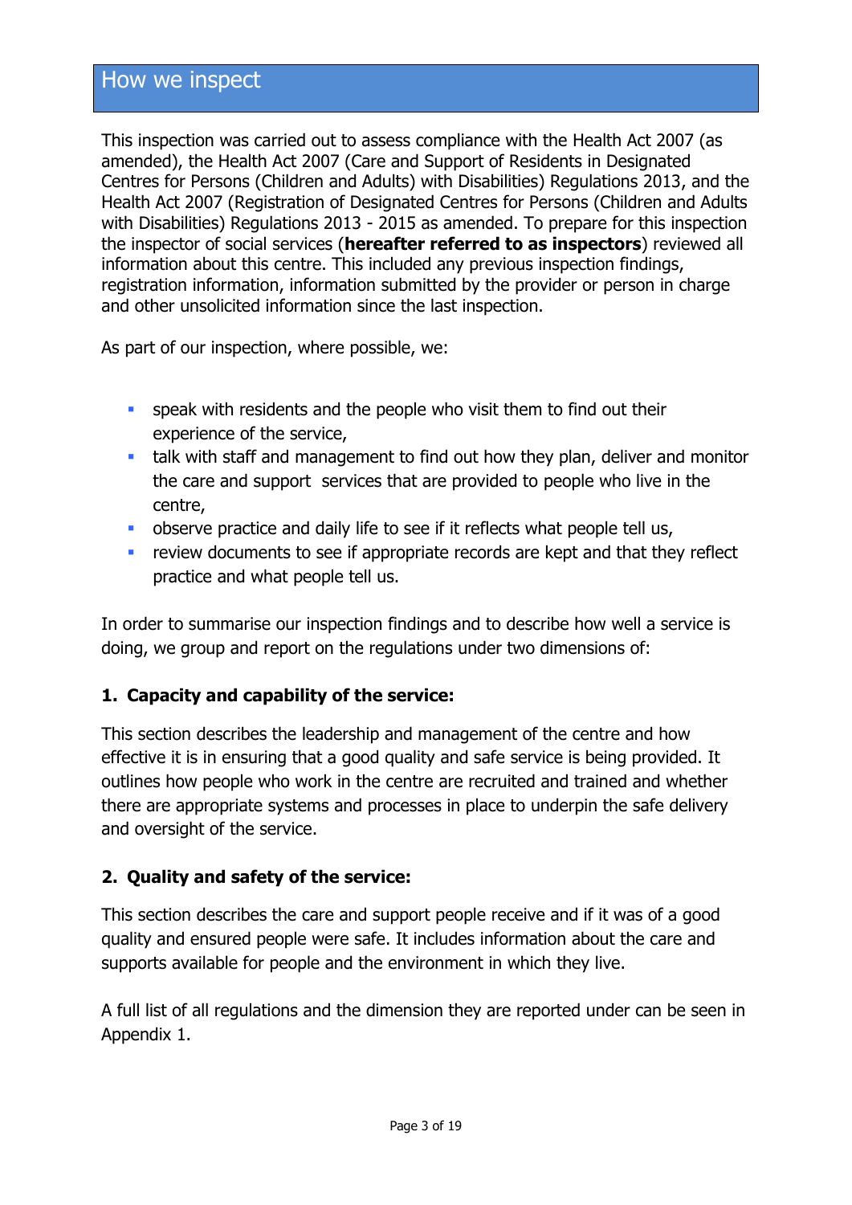## How we inspect

This inspection was carried out to assess compliance with the Health Act 2007 (as amended), the Health Act 2007 (Care and Support of Residents in Designated Centres for Persons (Children and Adults) with Disabilities) Regulations 2013, and the Health Act 2007 (Registration of Designated Centres for Persons (Children and Adults with Disabilities) Regulations 2013 - 2015 as amended. To prepare for this inspection the inspector of social services (**hereafter referred to as inspectors**) reviewed all information about this centre. This included any previous inspection findings, registration information, information submitted by the provider or person in charge and other unsolicited information since the last inspection.

As part of our inspection, where possible, we:

- speak with residents and the people who visit them to find out their experience of the service,
- talk with staff and management to find out how they plan, deliver and monitor the care and support services that are provided to people who live in the centre,
- observe practice and daily life to see if it reflects what people tell us,
- review documents to see if appropriate records are kept and that they reflect practice and what people tell us.

In order to summarise our inspection findings and to describe how well a service is doing, we group and report on the regulations under two dimensions of:

### 1. Capacity and capability of the service:

This section describes the leadership and management of the centre and how effective it is in ensuring that a good quality and safe service is being provided. It outlines how people who work in the centre are recruited and trained and whether there are appropriate systems and processes in place to underpin the safe delivery and oversight of the service.

### 2. Quality and safety of the service:

This section describes the care and support people receive and if it was of a good quality and ensured people were safe. It includes information about the care and supports available for people and the environment in which they live.

A full list of all regulations and the dimension they are reported under can be seen in Appendix 1.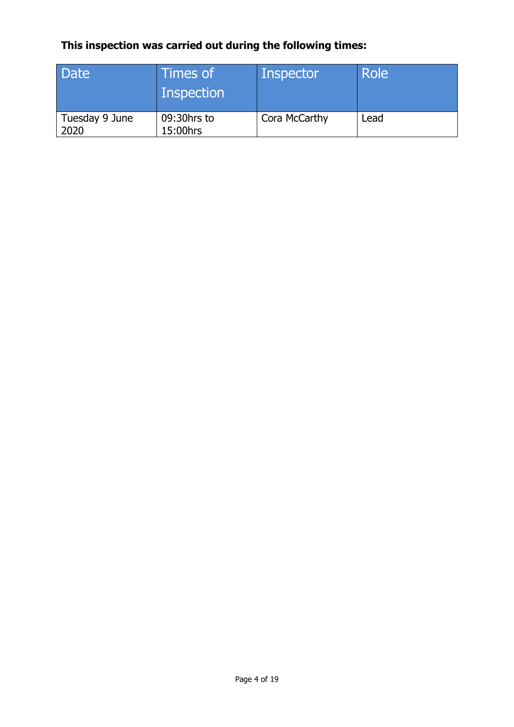**This inspection was carried out during the following times:**

| Date | Times of Inspection | Inspector | Role |
|---|---|---|---|
| Tuesday 9 June 2020 | 09:30hrs to 15:00hrs | Cora McCarthy | Lead |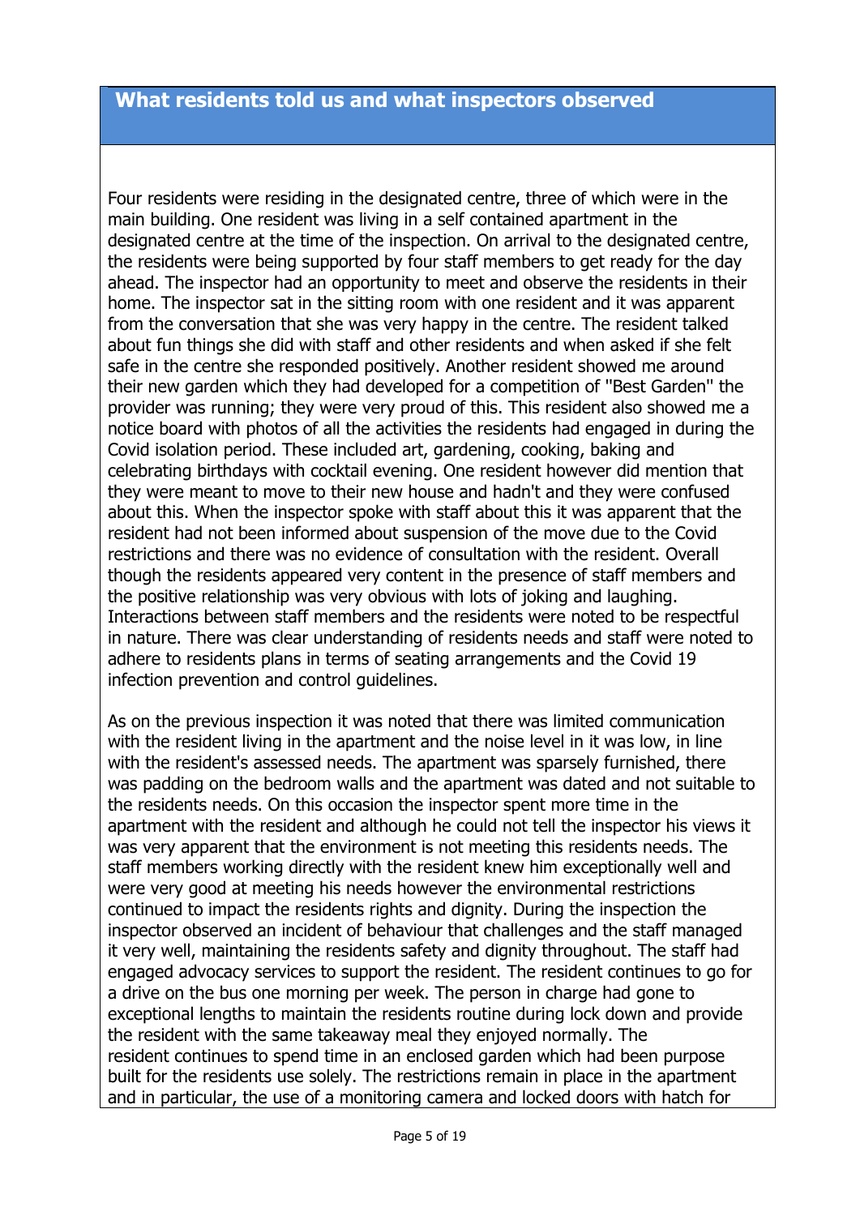## What residents told us and what inspectors observed

Four residents were residing in the designated centre, three of which were in the main building. One resident was living in a self contained apartment in the designated centre at the time of the inspection. On arrival to the designated centre, the residents were being supported by four staff members to get ready for the day ahead. The inspector had an opportunity to meet and observe the residents in their home. The inspector sat in the sitting room with one resident and it was apparent from the conversation that she was very happy in the centre. The resident talked about fun things she did with staff and other residents and when asked if she felt safe in the centre she responded positively. Another resident showed me around their new garden which they had developed for a competition of "Best Garden" the provider was running; they were very proud of this. This resident also showed me a notice board with photos of all the activities the residents had engaged in during the Covid isolation period. These included art, gardening, cooking, baking and celebrating birthdays with cocktail evening. One resident however did mention that they were meant to move to their new house and hadn't and they were confused about this. When the inspector spoke with staff about this it was apparent that the resident had not been informed about suspension of the move due to the Covid restrictions and there was no evidence of consultation with the resident. Overall though the residents appeared very content in the presence of staff members and the positive relationship was very obvious with lots of joking and laughing. Interactions between staff members and the residents were noted to be respectful in nature. There was clear understanding of residents needs and staff were noted to adhere to residents plans in terms of seating arrangements and the Covid 19 infection prevention and control guidelines.

As on the previous inspection it was noted that there was limited communication with the resident living in the apartment and the noise level in it was low, in line with the resident's assessed needs. The apartment was sparsely furnished, there was padding on the bedroom walls and the apartment was dated and not suitable to the residents needs. On this occasion the inspector spent more time in the apartment with the resident and although he could not tell the inspector his views it was very apparent that the environment is not meeting this residents needs. The staff members working directly with the resident knew him exceptionally well and were very good at meeting his needs however the environmental restrictions continued to impact the residents rights and dignity. During the inspection the inspector observed an incident of behaviour that challenges and the staff managed it very well, maintaining the residents safety and dignity throughout. The staff had engaged advocacy services to support the resident. The resident continues to go for a drive on the bus one morning per week. The person in charge had gone to exceptional lengths to maintain the residents routine during lock down and provide the resident with the same takeaway meal they enjoyed normally. The resident continues to spend time in an enclosed garden which had been purpose built for the residents use solely. The restrictions remain in place in the apartment and in particular, the use of a monitoring camera and locked doors with hatch for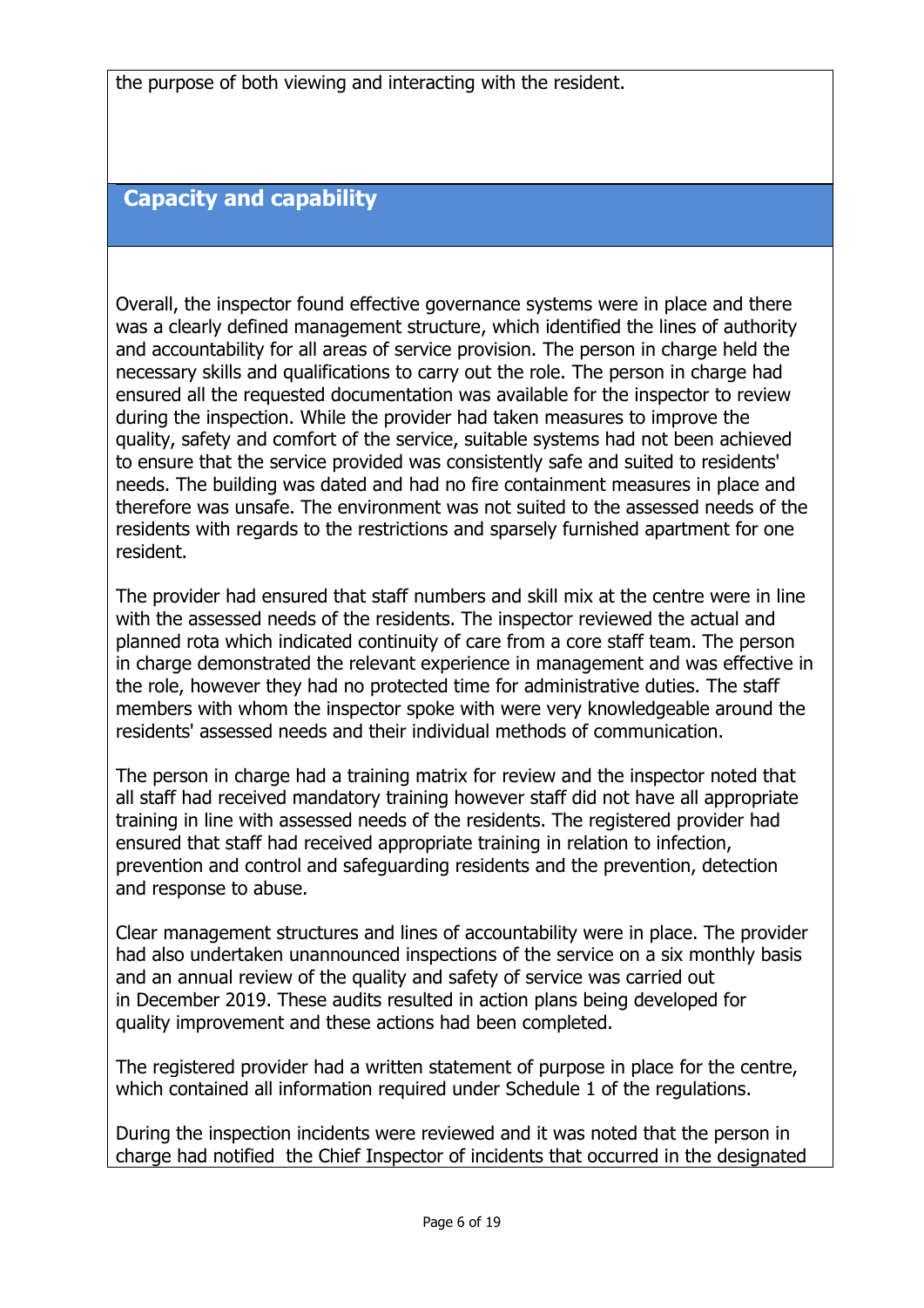the purpose of both viewing and interacting with the resident.

## Capacity and capability

Overall, the inspector found effective governance systems were in place and there was a clearly defined management structure, which identified the lines of authority and accountability for all areas of service provision. The person in charge held the necessary skills and qualifications to carry out the role. The person in charge had ensured all the requested documentation was available for the inspector to review during the inspection. While the provider had taken measures to improve the quality, safety and comfort of the service, suitable systems had not been achieved to ensure that the service provided was consistently safe and suited to residents' needs. The building was dated and had no fire containment measures in place and therefore was unsafe. The environment was not suited to the assessed needs of the residents with regards to the restrictions and sparsely furnished apartment for one resident.

The provider had ensured that staff numbers and skill mix at the centre were in line with the assessed needs of the residents. The inspector reviewed the actual and planned rota which indicated continuity of care from a core staff team. The person in charge demonstrated the relevant experience in management and was effective in the role, however they had no protected time for administrative duties. The staff members with whom the inspector spoke with were very knowledgeable around the residents' assessed needs and their individual methods of communication.

The person in charge had a training matrix for review and the inspector noted that all staff had received mandatory training however staff did not have all appropriate training in line with assessed needs of the residents. The registered provider had ensured that staff had received appropriate training in relation to infection, prevention and control and safeguarding residents and the prevention, detection and response to abuse.

Clear management structures and lines of accountability were in place. The provider had also undertaken unannounced inspections of the service on a six monthly basis and an annual review of the quality and safety of service was carried out in December 2019. These audits resulted in action plans being developed for quality improvement and these actions had been completed.

The registered provider had a written statement of purpose in place for the centre, which contained all information required under Schedule 1 of the regulations.

During the inspection incidents were reviewed and it was noted that the person in charge had notified the Chief Inspector of incidents that occurred in the designated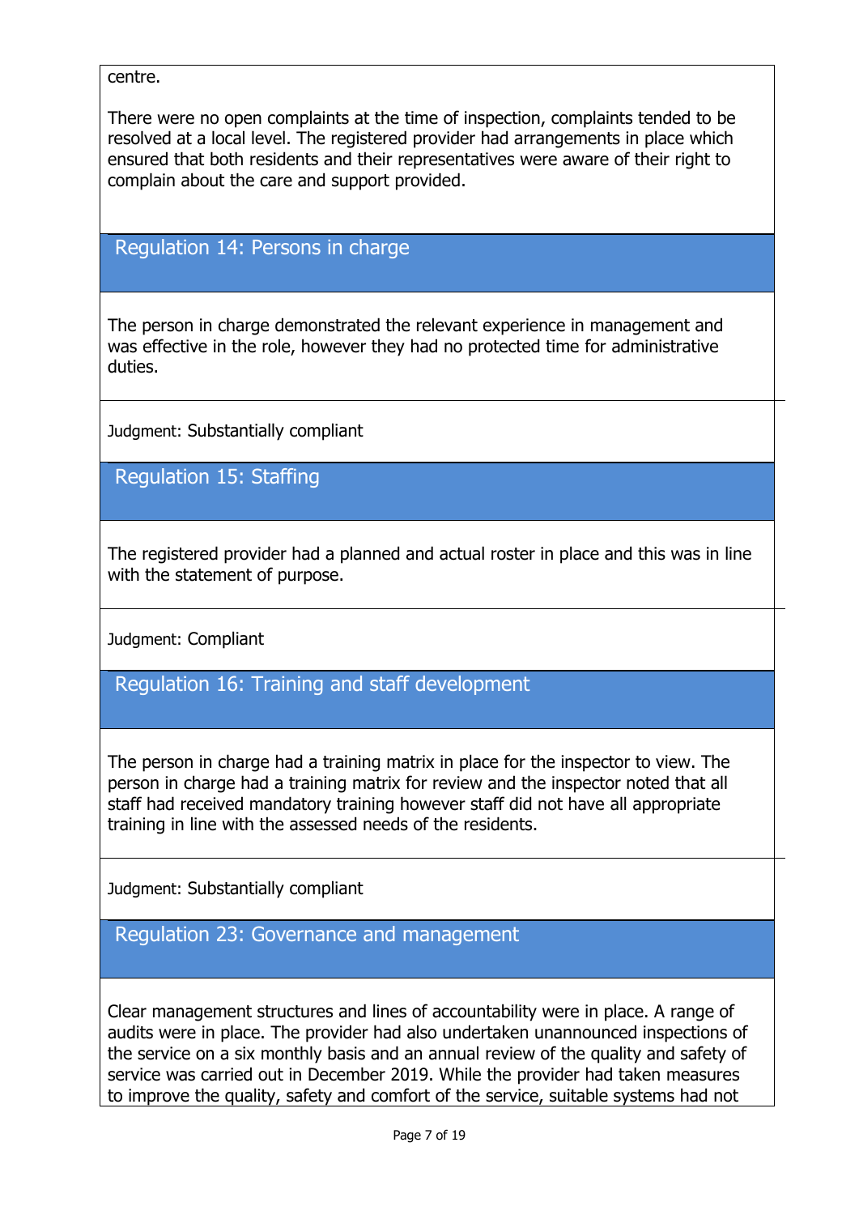centre.

There were no open complaints at the time of inspection, complaints tended to be resolved at a local level. The registered provider had arrangements in place which ensured that both residents and their representatives were aware of their right to complain about the care and support provided.

## Regulation 14: Persons in charge

The person in charge demonstrated the relevant experience in management and was effective in the role, however they had no protected time for administrative duties.

Judgment: Substantially compliant

## Regulation 15: Staffing

The registered provider had a planned and actual roster in place and this was in line with the statement of purpose.

Judgment: Compliant

## Regulation 16: Training and staff development

The person in charge had a training matrix in place for the inspector to view. The person in charge had a training matrix for review and the inspector noted that all staff had received mandatory training however staff did not have all appropriate training in line with the assessed needs of the residents.

Judgment: Substantially compliant

## Regulation 23: Governance and management

Clear management structures and lines of accountability were in place. A range of audits were in place. The provider had also undertaken unannounced inspections of the service on a six monthly basis and an annual review of the quality and safety of service was carried out in December 2019. While the provider had taken measures to improve the quality, safety and comfort of the service, suitable systems had not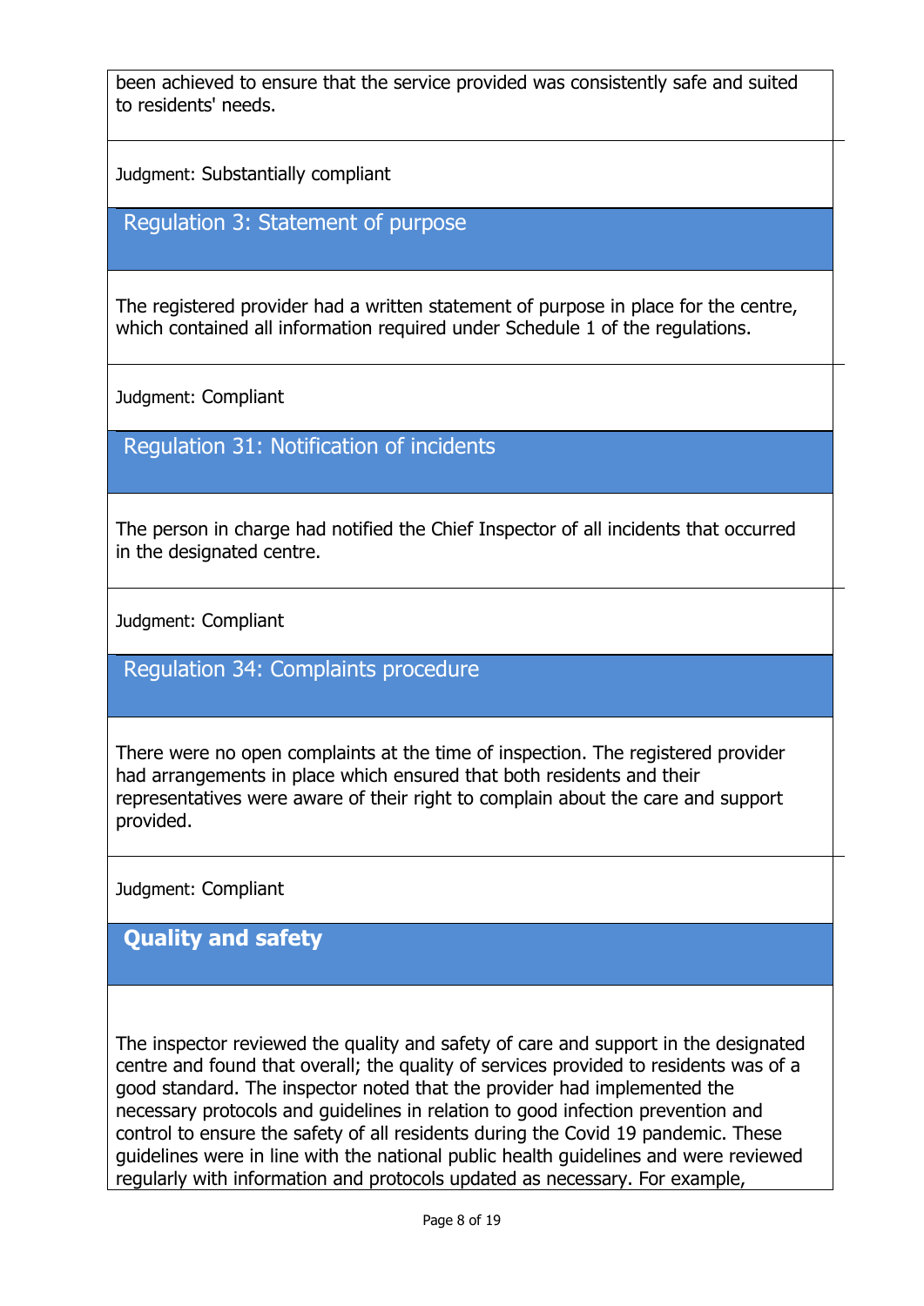been achieved to ensure that the service provided was consistently safe and suited to residents' needs.

Judgment: Substantially compliant

### Regulation 3: Statement of purpose

The registered provider had a written statement of purpose in place for the centre, which contained all information required under Schedule 1 of the regulations.

Judgment: Compliant

### Regulation 31: Notification of incidents

The person in charge had notified the Chief Inspector of all incidents that occurred in the designated centre.

Judgment: Compliant

### Regulation 34: Complaints procedure

There were no open complaints at the time of inspection. The registered provider had arrangements in place which ensured that both residents and their representatives were aware of their right to complain about the care and support provided.

Judgment: Compliant

## Quality and safety

The inspector reviewed the quality and safety of care and support in the designated centre and found that overall; the quality of services provided to residents was of a good standard. The inspector noted that the provider had implemented the necessary protocols and guidelines in relation to good infection prevention and control to ensure the safety of all residents during the Covid 19 pandemic. These guidelines were in line with the national public health guidelines and were reviewed regularly with information and protocols updated as necessary. For example,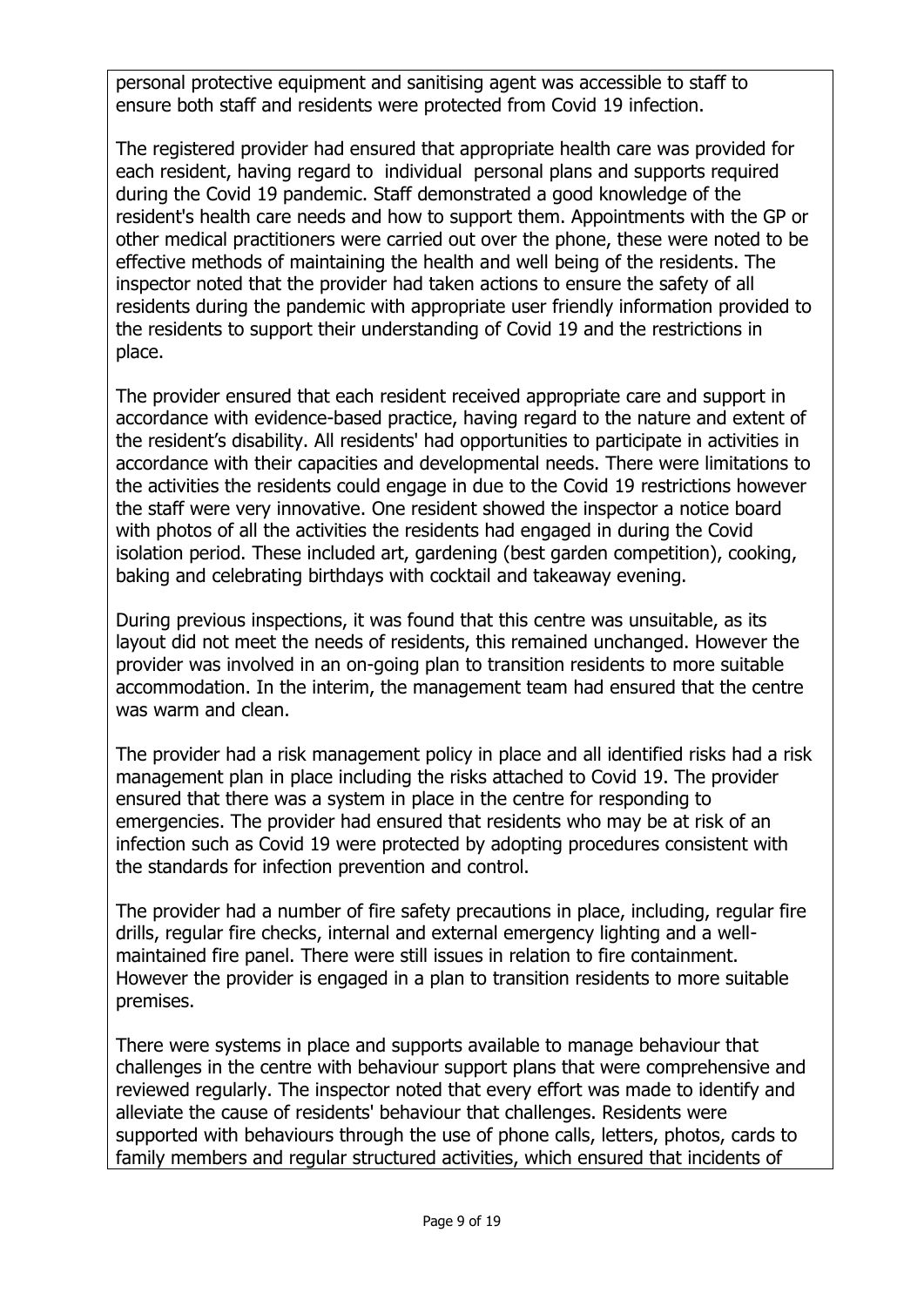personal protective equipment and sanitising agent was accessible to staff to ensure both staff and residents were protected from Covid 19 infection.

The registered provider had ensured that appropriate health care was provided for each resident, having regard to individual personal plans and supports required during the Covid 19 pandemic. Staff demonstrated a good knowledge of the resident's health care needs and how to support them. Appointments with the GP or other medical practitioners were carried out over the phone, these were noted to be effective methods of maintaining the health and well being of the residents. The inspector noted that the provider had taken actions to ensure the safety of all residents during the pandemic with appropriate user friendly information provided to the residents to support their understanding of Covid 19 and the restrictions in place.

The provider ensured that each resident received appropriate care and support in accordance with evidence-based practice, having regard to the nature and extent of the resident's disability. All residents' had opportunities to participate in activities in accordance with their capacities and developmental needs. There were limitations to the activities the residents could engage in due to the Covid 19 restrictions however the staff were very innovative. One resident showed the inspector a notice board with photos of all the activities the residents had engaged in during the Covid isolation period. These included art, gardening (best garden competition), cooking, baking and celebrating birthdays with cocktail and takeaway evening.

During previous inspections, it was found that this centre was unsuitable, as its layout did not meet the needs of residents, this remained unchanged. However the provider was involved in an on-going plan to transition residents to more suitable accommodation. In the interim, the management team had ensured that the centre was warm and clean.

The provider had a risk management policy in place and all identified risks had a risk management plan in place including the risks attached to Covid 19. The provider ensured that there was a system in place in the centre for responding to emergencies. The provider had ensured that residents who may be at risk of an infection such as Covid 19 were protected by adopting procedures consistent with the standards for infection prevention and control.

The provider had a number of fire safety precautions in place, including, regular fire drills, regular fire checks, internal and external emergency lighting and a well-maintained fire panel. There were still issues in relation to fire containment. However the provider is engaged in a plan to transition residents to more suitable premises.

There were systems in place and supports available to manage behaviour that challenges in the centre with behaviour support plans that were comprehensive and reviewed regularly. The inspector noted that every effort was made to identify and alleviate the cause of residents' behaviour that challenges. Residents were supported with behaviours through the use of phone calls, letters, photos, cards to family members and regular structured activities, which ensured that incidents of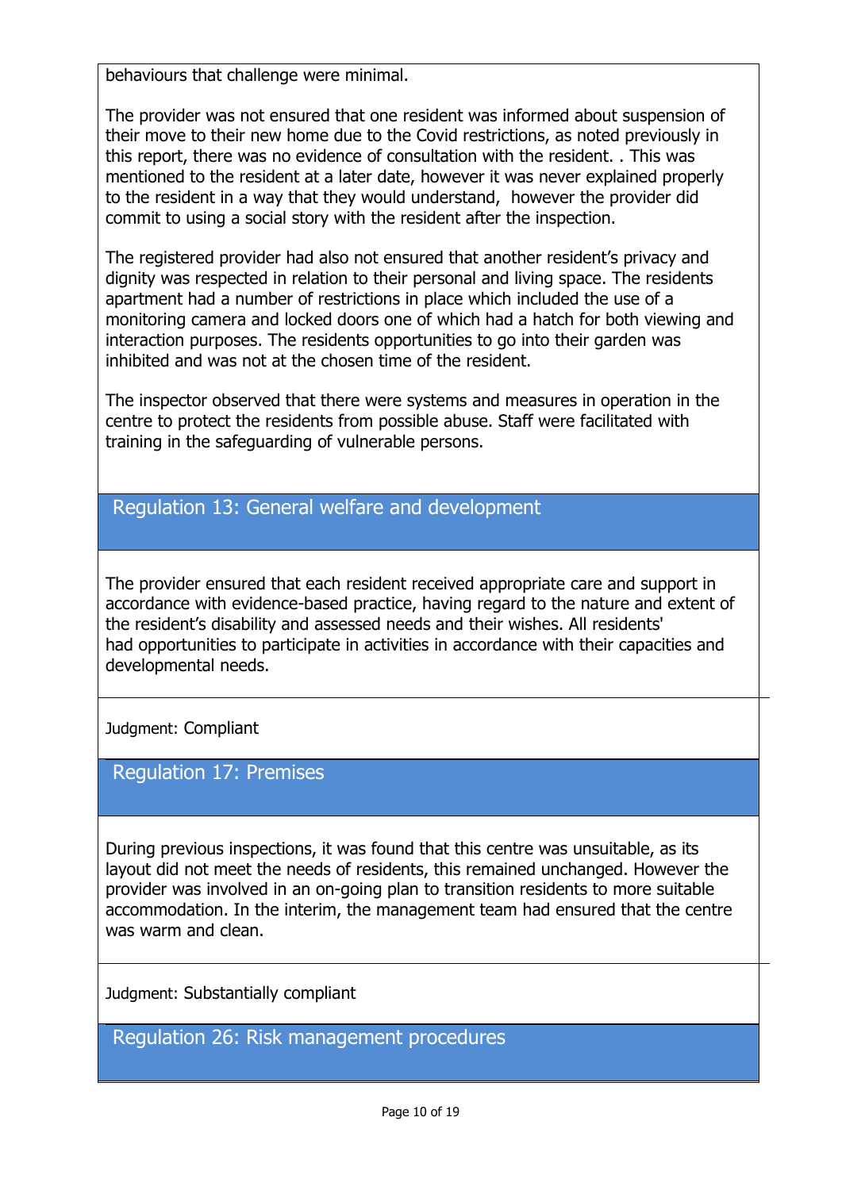behaviours that challenge were minimal.

The provider was not ensured that one resident was informed about suspension of their move to their new home due to the Covid restrictions, as noted previously in this report, there was no evidence of consultation with the resident. . This was mentioned to the resident at a later date, however it was never explained properly to the resident in a way that they would understand, however the provider did commit to using a social story with the resident after the inspection.

The registered provider had also not ensured that another resident's privacy and dignity was respected in relation to their personal and living space. The residents apartment had a number of restrictions in place which included the use of a monitoring camera and locked doors one of which had a hatch for both viewing and interaction purposes. The residents opportunities to go into their garden was inhibited and was not at the chosen time of the resident.

The inspector observed that there were systems and measures in operation in the centre to protect the residents from possible abuse. Staff were facilitated with training in the safeguarding of vulnerable persons.

## Regulation 13: General welfare and development

The provider ensured that each resident received appropriate care and support in accordance with evidence-based practice, having regard to the nature and extent of the resident's disability and assessed needs and their wishes. All residents' had opportunities to participate in activities in accordance with their capacities and developmental needs.

Judgment: Compliant

## Regulation 17: Premises

During previous inspections, it was found that this centre was unsuitable, as its layout did not meet the needs of residents, this remained unchanged. However the provider was involved in an on-going plan to transition residents to more suitable accommodation. In the interim, the management team had ensured that the centre was warm and clean.

Judgment: Substantially compliant

## Regulation 26: Risk management procedures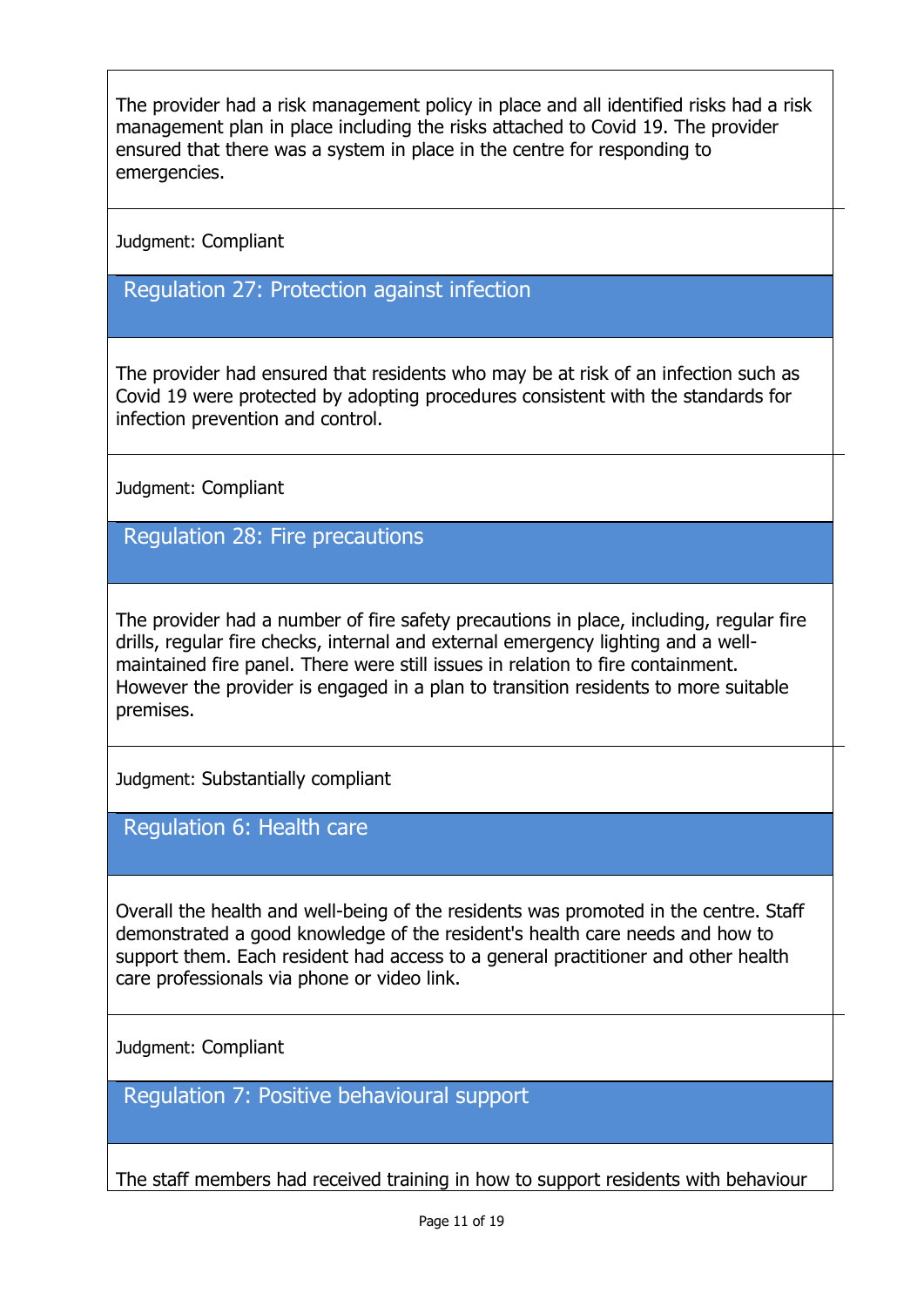The provider had a risk management policy in place and all identified risks had a risk management plan in place including the risks attached to Covid 19. The provider ensured that there was a system in place in the centre for responding to emergencies.

Judgment: Compliant

## Regulation 27: Protection against infection

The provider had ensured that residents who may be at risk of an infection such as Covid 19 were protected by adopting procedures consistent with the standards for infection prevention and control.

Judgment: Compliant

## Regulation 28: Fire precautions

The provider had a number of fire safety precautions in place, including, regular fire drills, regular fire checks, internal and external emergency lighting and a well-maintained fire panel. There were still issues in relation to fire containment. However the provider is engaged in a plan to transition residents to more suitable premises.

Judgment: Substantially compliant

## Regulation 6: Health care

Overall the health and well-being of the residents was promoted in the centre. Staff demonstrated a good knowledge of the resident's health care needs and how to support them. Each resident had access to a general practitioner and other health care professionals via phone or video link.

Judgment: Compliant

## Regulation 7: Positive behavioural support

The staff members had received training in how to support residents with behaviour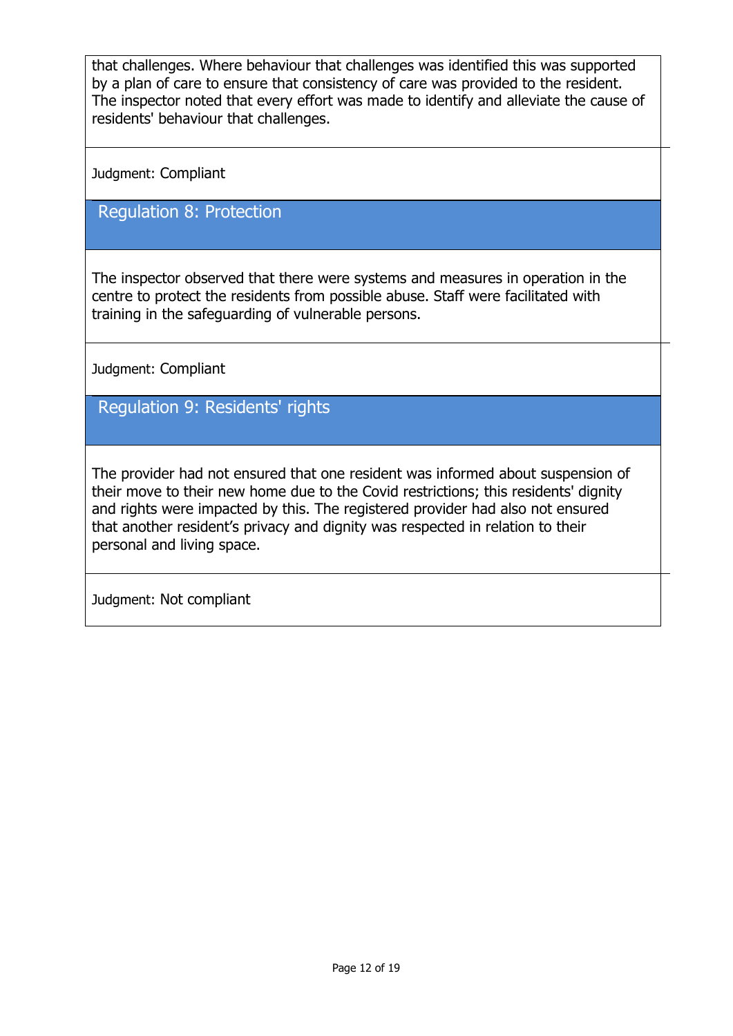that challenges. Where behaviour that challenges was identified this was supported by a plan of care to ensure that consistency of care was provided to the resident. The inspector noted that every effort was made to identify and alleviate the cause of residents' behaviour that challenges.

Judgment: Compliant

## Regulation 8: Protection

The inspector observed that there were systems and measures in operation in the centre to protect the residents from possible abuse. Staff were facilitated with training in the safeguarding of vulnerable persons.

Judgment: Compliant

## Regulation 9: Residents' rights

The provider had not ensured that one resident was informed about suspension of their move to their new home due to the Covid restrictions; this residents' dignity and rights were impacted by this. The registered provider had also not ensured that another resident's privacy and dignity was respected in relation to their personal and living space.

Judgment: Not compliant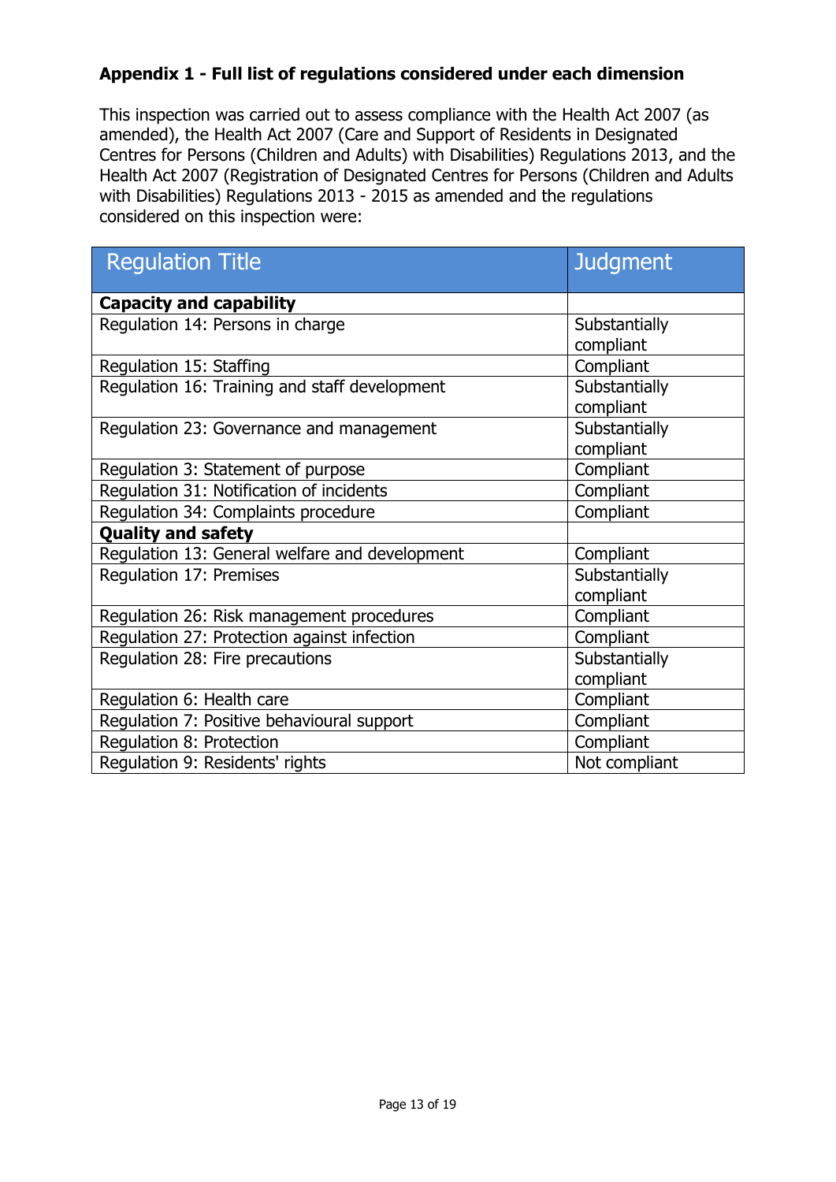### Appendix 1 - Full list of regulations considered under each dimension

This inspection was carried out to assess compliance with the Health Act 2007 (as amended), the Health Act 2007 (Care and Support of Residents in Designated Centres for Persons (Children and Adults) with Disabilities) Regulations 2013, and the Health Act 2007 (Registration of Designated Centres for Persons (Children and Adults with Disabilities) Regulations 2013 - 2015 as amended and the regulations considered on this inspection were:

| Regulation Title | Judgment |
|---|---|
| **Capacity and capability** | |
| Regulation 14: Persons in charge | Substantially compliant |
| Regulation 15: Staffing | Compliant |
| Regulation 16: Training and staff development | Substantially compliant |
| Regulation 23: Governance and management | Substantially compliant |
| Regulation 3: Statement of purpose | Compliant |
| Regulation 31: Notification of incidents | Compliant |
| Regulation 34: Complaints procedure | Compliant |
| **Quality and safety** | |
| Regulation 13: General welfare and development | Compliant |
| Regulation 17: Premises | Substantially compliant |
| Regulation 26: Risk management procedures | Compliant |
| Regulation 27: Protection against infection | Compliant |
| Regulation 28: Fire precautions | Substantially compliant |
| Regulation 6: Health care | Compliant |
| Regulation 7: Positive behavioural support | Compliant |
| Regulation 8: Protection | Compliant |
| Regulation 9: Residents' rights | Not compliant |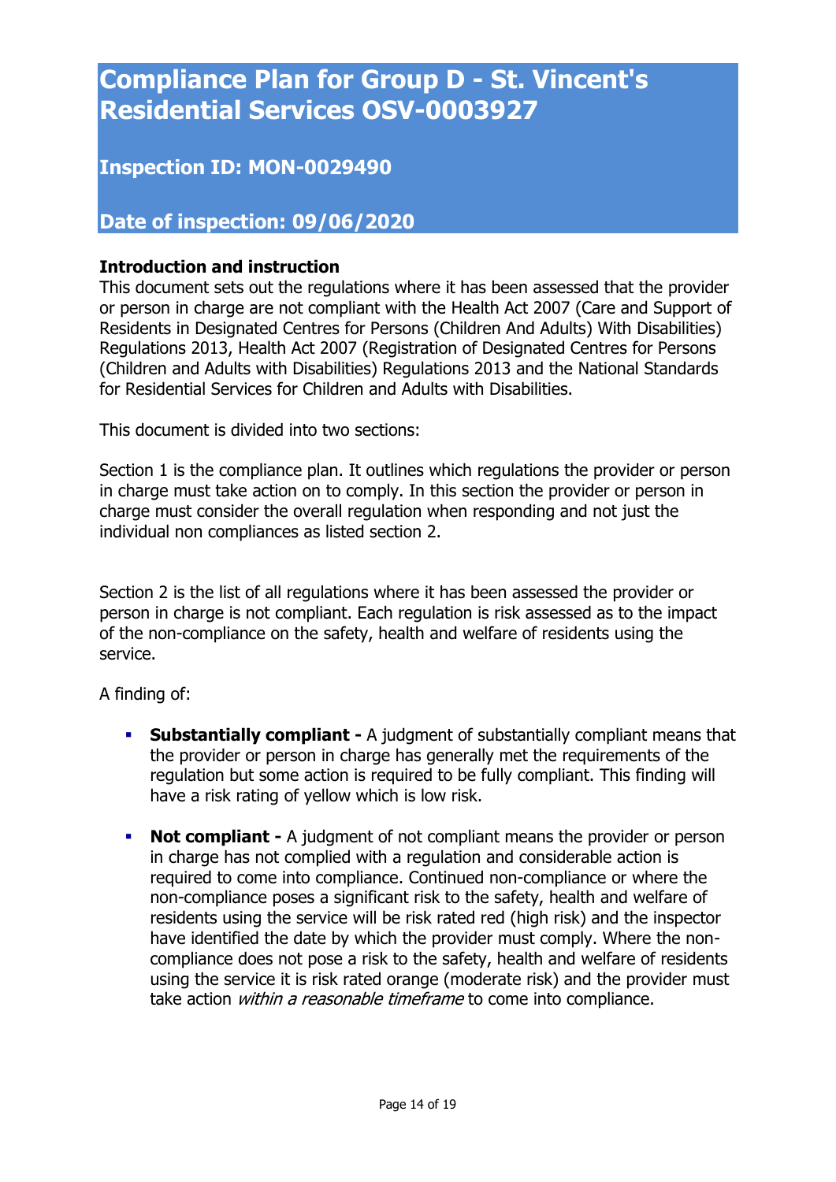# Compliance Plan for Group D - St. Vincent's Residential Services OSV-0003927

## Inspection ID: MON-0029490

## Date of inspection: 09/06/2020

**Introduction and instruction**
This document sets out the regulations where it has been assessed that the provider or person in charge are not compliant with the Health Act 2007 (Care and Support of Residents in Designated Centres for Persons (Children And Adults) With Disabilities) Regulations 2013, Health Act 2007 (Registration of Designated Centres for Persons (Children and Adults with Disabilities) Regulations 2013 and the National Standards for Residential Services for Children and Adults with Disabilities.

This document is divided into two sections:

Section 1 is the compliance plan. It outlines which regulations the provider or person in charge must take action on to comply. In this section the provider or person in charge must consider the overall regulation when responding and not just the individual non compliances as listed section 2.

Section 2 is the list of all regulations where it has been assessed the provider or person in charge is not compliant. Each regulation is risk assessed as to the impact of the non-compliance on the safety, health and welfare of residents using the service.

A finding of:

- **Substantially compliant -** A judgment of substantially compliant means that the provider or person in charge has generally met the requirements of the regulation but some action is required to be fully compliant. This finding will have a risk rating of yellow which is low risk.
- **Not compliant -** A judgment of not compliant means the provider or person in charge has not complied with a regulation and considerable action is required to come into compliance. Continued non-compliance or where the non-compliance poses a significant risk to the safety, health and welfare of residents using the service will be risk rated red (high risk) and the inspector have identified the date by which the provider must comply. Where the non-compliance does not pose a risk to the safety, health and welfare of residents using the service it is risk rated orange (moderate risk) and the provider must take action *within a reasonable timeframe* to come into compliance.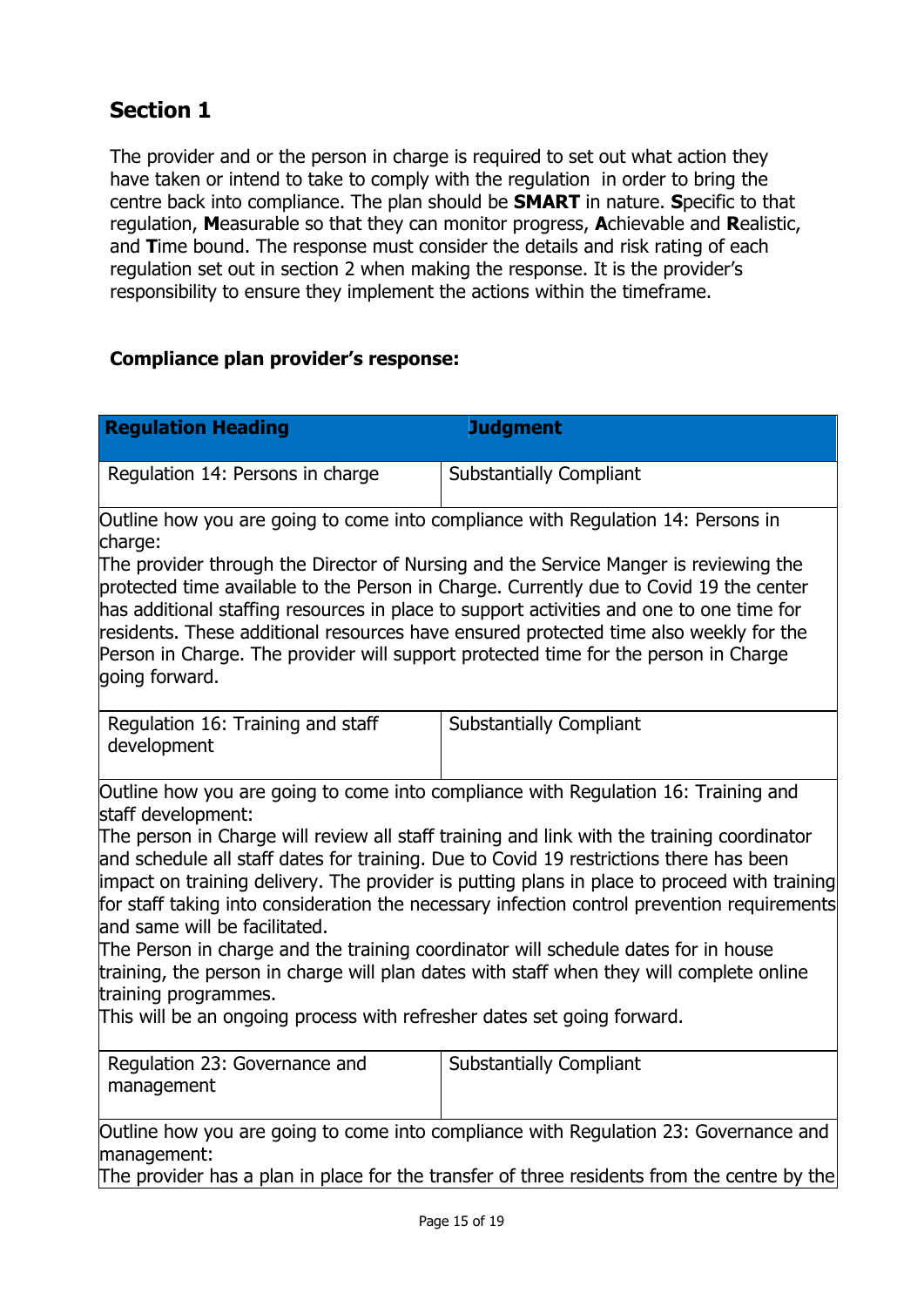## Section 1

The provider and or the person in charge is required to set out what action they have taken or intend to take to comply with the regulation in order to bring the centre back into compliance. The plan should be **SMART** in nature. **S**pecific to that regulation, **M**easurable so that they can monitor progress, **A**chievable and **R**ealistic, and **T**ime bound. The response must consider the details and risk rating of each regulation set out in section 2 when making the response. It is the provider's responsibility to ensure they implement the actions within the timeframe.

**Compliance plan provider's response:**

| **Regulation Heading** | **Judgment** |
| --- | --- |
| Regulation 14: Persons in charge | Substantially Compliant |

Outline how you are going to come into compliance with Regulation 14: Persons in charge:
The provider through the Director of Nursing and the Service Manger is reviewing the protected time available to the Person in Charge. Currently due to Covid 19 the center has additional staffing resources in place to support activities and one to one time for residents. These additional resources have ensured protected time also weekly for the Person in Charge. The provider will support protected time for the person in Charge going forward.

| | |
| --- | --- |
| Regulation 16: Training and staff development | Substantially Compliant |

Outline how you are going to come into compliance with Regulation 16: Training and staff development:
The person in Charge will review all staff training and link with the training coordinator and schedule all staff dates for training. Due to Covid 19 restrictions there has been impact on training delivery. The provider is putting plans in place to proceed with training for staff taking into consideration the necessary infection control prevention requirements and same will be facilitated.
The Person in charge and the training coordinator will schedule dates for in house training, the person in charge will plan dates with staff when they will complete online training programmes.
This will be an ongoing process with refresher dates set going forward.

| | |
| --- | --- |
| Regulation 23: Governance and management | Substantially Compliant |

Outline how you are going to come into compliance with Regulation 23: Governance and management:
The provider has a plan in place for the transfer of three residents from the centre by the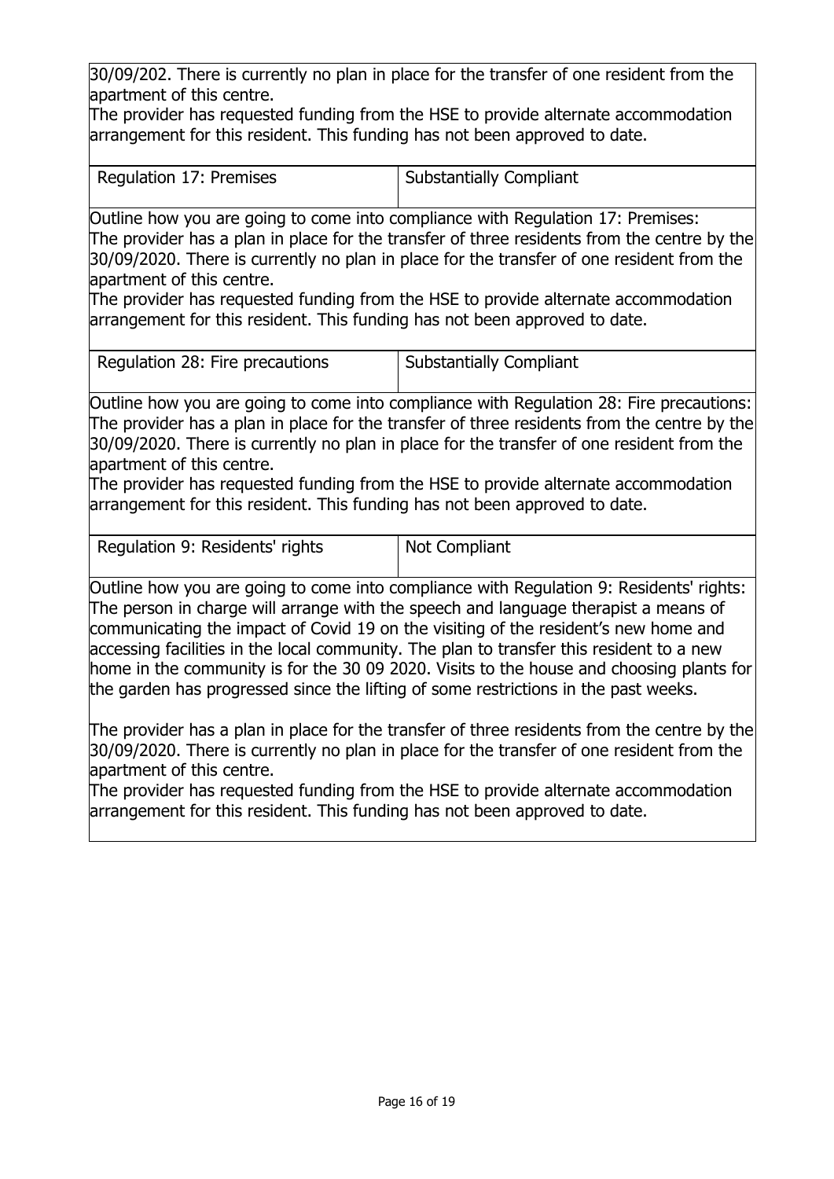30/09/202. There is currently no plan in place for the transfer of one resident from the apartment of this centre.
The provider has requested funding from the HSE to provide alternate accommodation arrangement for this resident. This funding has not been approved to date.

| Regulation 17: Premises | Substantially Compliant |
|---|---|

Outline how you are going to come into compliance with Regulation 17: Premises:
The provider has a plan in place for the transfer of three residents from the centre by the 30/09/2020. There is currently no plan in place for the transfer of one resident from the apartment of this centre.
The provider has requested funding from the HSE to provide alternate accommodation arrangement for this resident. This funding has not been approved to date.

| Regulation 28: Fire precautions | Substantially Compliant |
|---|---|

Outline how you are going to come into compliance with Regulation 28: Fire precautions:
The provider has a plan in place for the transfer of three residents from the centre by the 30/09/2020. There is currently no plan in place for the transfer of one resident from the apartment of this centre.
The provider has requested funding from the HSE to provide alternate accommodation arrangement for this resident. This funding has not been approved to date.

| Regulation 9: Residents' rights | Not Compliant |
|---|---|

Outline how you are going to come into compliance with Regulation 9: Residents' rights:
The person in charge will arrange with the speech and language therapist a means of communicating the impact of Covid 19 on the visiting of the resident's new home and accessing facilities in the local community. The plan to transfer this resident to a new home in the community is for the 30 09 2020. Visits to the house and choosing plants for the garden has progressed since the lifting of some restrictions in the past weeks.

The provider has a plan in place for the transfer of three residents from the centre by the 30/09/2020. There is currently no plan in place for the transfer of one resident from the apartment of this centre.
The provider has requested funding from the HSE to provide alternate accommodation arrangement for this resident. This funding has not been approved to date.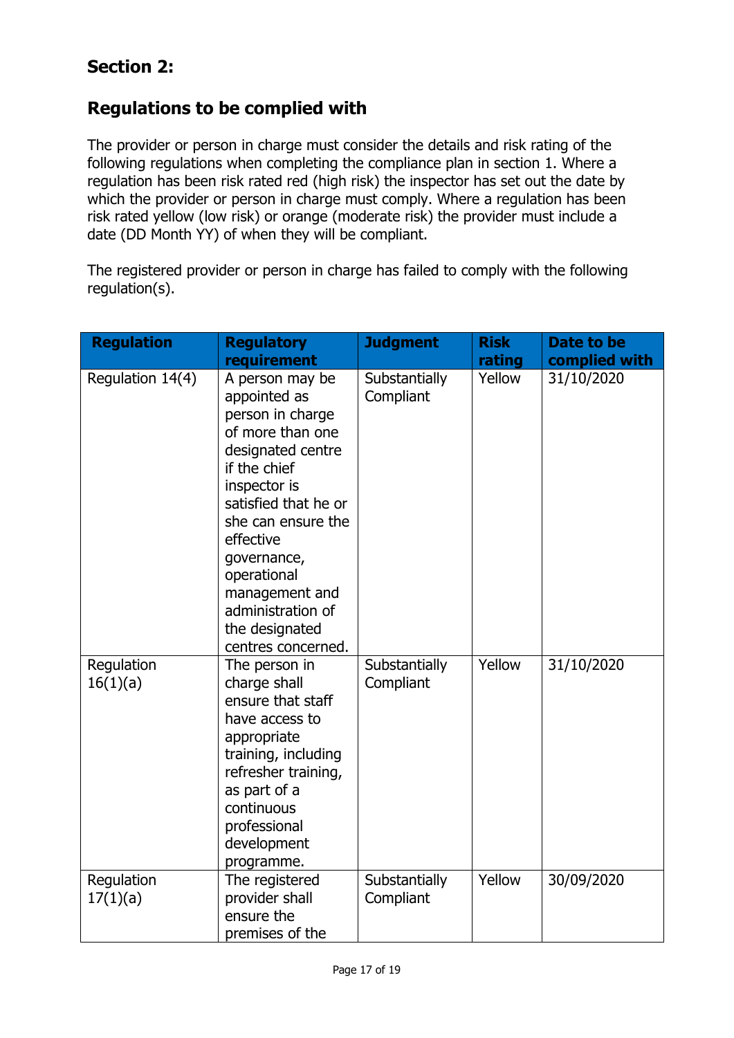## Section 2:

## Regulations to be complied with

The provider or person in charge must consider the details and risk rating of the following regulations when completing the compliance plan in section 1. Where a regulation has been risk rated red (high risk) the inspector has set out the date by which the provider or person in charge must comply. Where a regulation has been risk rated yellow (low risk) or orange (moderate risk) the provider must include a date (DD Month YY) of when they will be compliant.

The registered provider or person in charge has failed to comply with the following regulation(s).

| Regulation | Regulatory requirement | Judgment | Risk rating | Date to be complied with |
|---|---|---|---|---|
| Regulation 14(4) | A person may be appointed as person in charge of more than one designated centre if the chief inspector is satisfied that he or she can ensure the effective governance, operational management and administration of the designated centres concerned. | Substantially Compliant | Yellow | 31/10/2020 |
| Regulation 16(1)(a) | The person in charge shall ensure that staff have access to appropriate training, including refresher training, as part of a continuous professional development programme. | Substantially Compliant | Yellow | 31/10/2020 |
| Regulation 17(1)(a) | The registered provider shall ensure the premises of the | Substantially Compliant | Yellow | 30/09/2020 |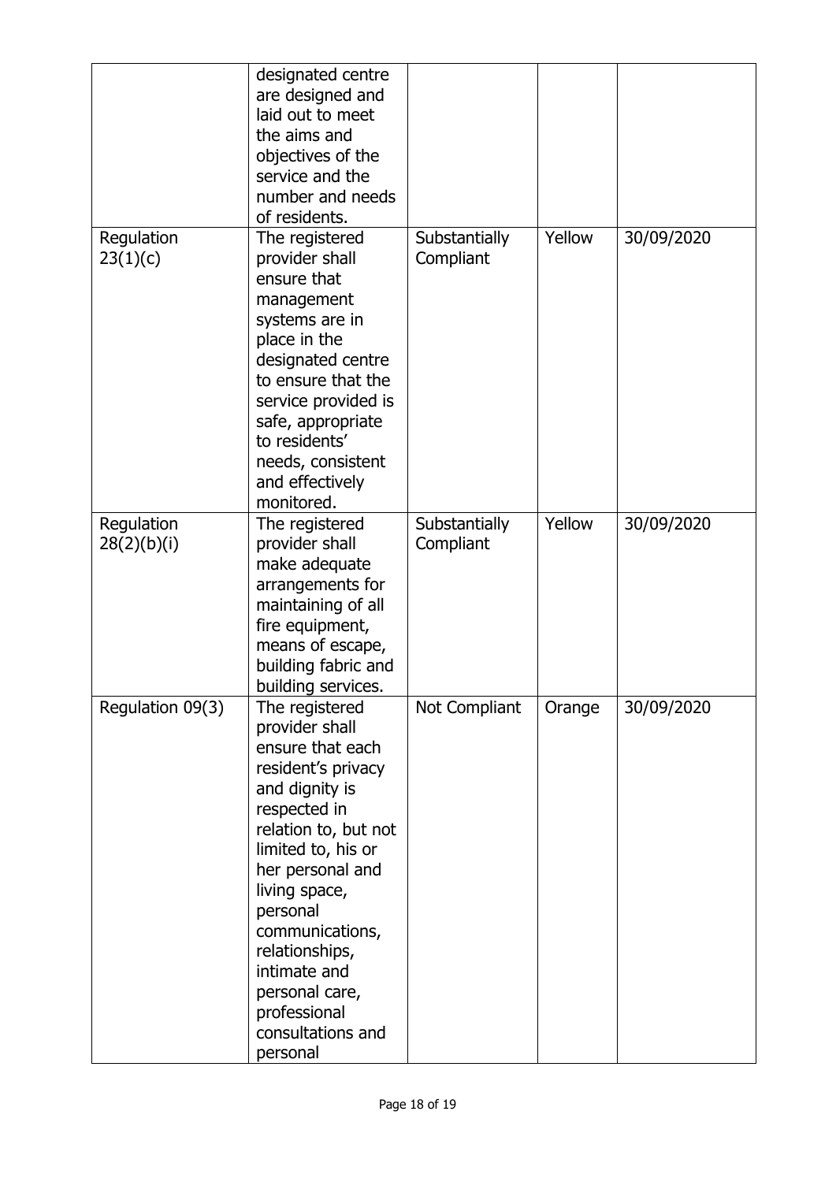| | | | | |
|---|---|---|---|---|
| | designated centre are designed and laid out to meet the aims and objectives of the service and the number and needs of residents. | | | |
| Regulation 23(1)(c) | The registered provider shall ensure that management systems are in place in the designated centre to ensure that the service provided is safe, appropriate to residents' needs, consistent and effectively monitored. | Substantially Compliant | Yellow | 30/09/2020 |
| Regulation 28(2)(b)(i) | The registered provider shall make adequate arrangements for maintaining of all fire equipment, means of escape, building fabric and building services. | Substantially Compliant | Yellow | 30/09/2020 |
| Regulation 09(3) | The registered provider shall ensure that each resident's privacy and dignity is respected in relation to, but not limited to, his or her personal and living space, personal communications, relationships, intimate and personal care, professional consultations and personal | Not Compliant | Orange | 30/09/2020 |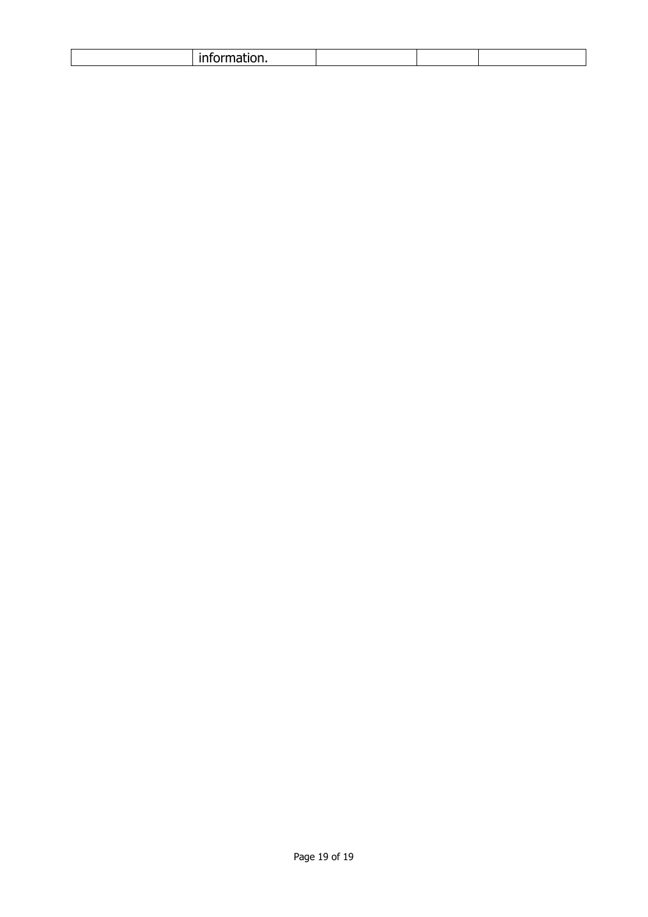| | | | | |
|---|---|---|---|---|
| | information. | | | |